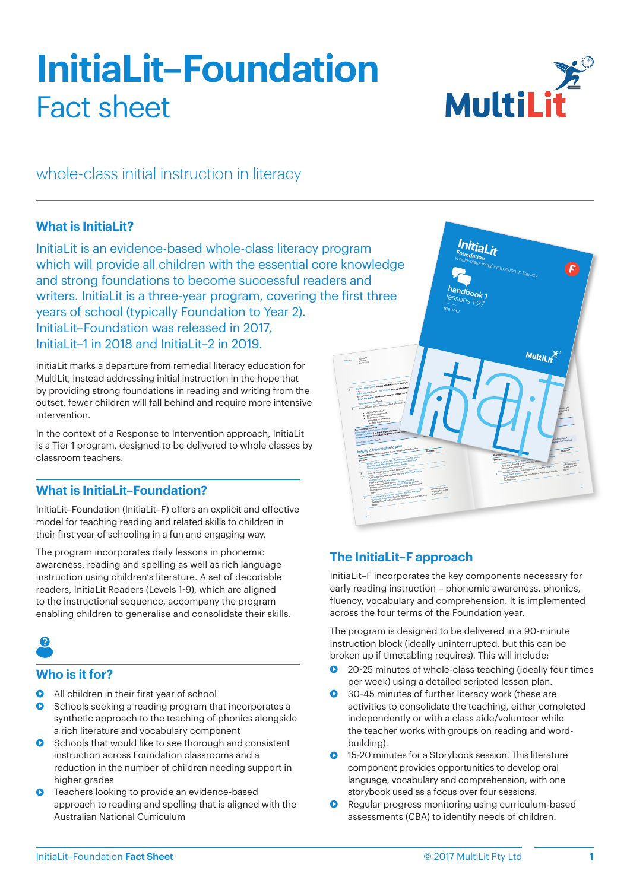# InitiaLit–Foundation

## Fact sheet

whole-class initial instruction in literacy

### What is InitiaLit?

InitiaLit is an evidence-based whole-class literacy program which will provide all children with the essential core knowledge and strong foundations to become successful readers and writers. InitiaLit is a three-year program, covering the first three years of school (typically Foundation to Year 2). InitiaLit–Foundation was released in 2017, InitiaLit–1 in 2018 and InitiaLit–2 in 2019.

InitiaLit marks a departure from remedial literacy education for MultiLit, instead addressing initial instruction in the hope that by providing strong foundations in reading and writing from the outset, fewer children will fall behind and require more intensive intervention.

In the context of a Response to Intervention approach, InitiaLit is a Tier 1 program, designed to be delivered to whole classes by classroom teachers.

### What is InitiaLit–Foundation?

InitiaLit–Foundation (InitiaLit–F) offers an explicit and effective model for teaching reading and related skills to children in their first year of schooling in a fun and engaging way.

The program incorporates daily lessons in phonemic awareness, reading and spelling as well as rich language instruction using children's literature. A set of decodable readers, InitiaLit Readers (Levels 1-9), which are aligned to the instructional sequence, accompany the program enabling children to generalise and consolidate their skills.

### Who is it for?

- All children in their first year of school
- Schools seeking a reading program that incorporates a synthetic approach to the teaching of phonics alongside a rich literature and vocabulary component
- Schools that would like to see thorough and consistent instruction across Foundation classrooms and a reduction in the number of children needing support in higher grades
- Teachers looking to provide an evidence-based approach to reading and spelling that is aligned with the Australian National Curriculum

### The InitiaLit–F approach

InitiaLit–F incorporates the key components necessary for early reading instruction – phonemic awareness, phonics, fluency, vocabulary and comprehension. It is implemented across the four terms of the Foundation year.

The program is designed to be delivered in a 90-minute instruction block (ideally uninterrupted, but this can be broken up if timetabling requires). This will include:

- 20-25 minutes of whole-class teaching (ideally four times per week) using a detailed scripted lesson plan.
- 30-45 minutes of further literacy work (these are activities to consolidate the teaching, either completed independently or with a class aide/volunteer while the teacher works with groups on reading and word-building).
- 15-20 minutes for a Storybook session. This literature component provides opportunities to develop oral language, vocabulary and comprehension, with one storybook used as a focus over four sessions.
- Regular progress monitoring using curriculum-based assessments (CBA) to identify needs of children.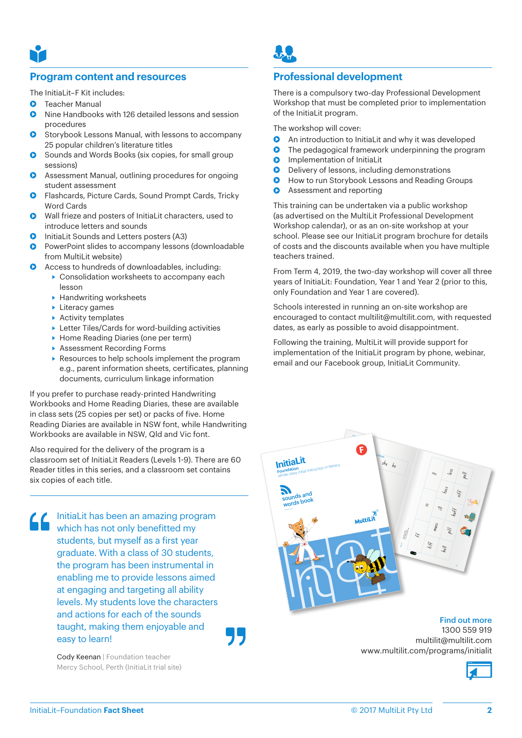## Program content and resources

The InitiaLit–F Kit includes:

- Teacher Manual
- Nine Handbooks with 126 detailed lessons and session procedures
- Storybook Lessons Manual, with lessons to accompany 25 popular children's literature titles
- Sounds and Words Books (six copies, for small group sessions)
- Assessment Manual, outlining procedures for ongoing student assessment
- Flashcards, Picture Cards, Sound Prompt Cards, Tricky Word Cards
- Wall frieze and posters of InitiaLit characters, used to introduce letters and sounds
- InitiaLit Sounds and Letters posters (A3)
- PowerPoint slides to accompany lessons (downloadable from MultiLit website)
- Access to hundreds of downloadables, including:
  - Consolidation worksheets to accompany each lesson
  - Handwriting worksheets
  - Literacy games
  - Activity templates
  - Letter Tiles/Cards for word-building activities
  - Home Reading Diaries (one per term)
  - Assessment Recording Forms
  - Resources to help schools implement the program e.g., parent information sheets, certificates, planning documents, curriculum linkage information

If you prefer to purchase ready-printed Handwriting Workbooks and Home Reading Diaries, these are available in class sets (25 copies per set) or packs of five. Home Reading Diaries are available in NSW font, while Handwriting Workbooks are available in NSW, Qld and Vic font.

Also required for the delivery of the program is a classroom set of InitiaLit Readers (Levels 1-9). There are 60 Reader titles in this series, and a classroom set contains six copies of each title.

> InitiaLit has been an amazing program which has not only benefitted my students, but myself as a first year graduate. With a class of 30 students, the program has been instrumental in enabling me to provide lessons aimed at engaging and targeting all ability levels. My students love the characters and actions for each of the sounds taught, making them enjoyable and easy to learn!

Cody Keenan | Foundation teacher
Mercy School, Perth (InitiaLit trial site)

## Professional development

There is a compulsory two-day Professional Development Workshop that must be completed prior to implementation of the InitiaLit program.

The workshop will cover:

- An introduction to InitiaLit and why it was developed
- The pedagogical framework underpinning the program
- Implementation of InitiaLit
- Delivery of lessons, including demonstrations
- How to run Storybook Lessons and Reading Groups
- Assessment and reporting

This training can be undertaken via a public workshop (as advertised on the MultiLit Professional Development Workshop calendar), or as an on-site workshop at your school. Please see our InitiaLit program brochure for details of costs and the discounts available when you have multiple teachers trained.

From Term 4, 2019, the two-day workshop will cover all three years of InitiaLit: Foundation, Year 1 and Year 2 (prior to this, only Foundation and Year 1 are covered).

Schools interested in running an on-site workshop are encouraged to contact multilit@multilit.com, with requested dates, as early as possible to avoid disappointment.

Following the training, MultiLit will provide support for implementation of the InitiaLit program by phone, webinar, email and our Facebook group, InitiaLit Community.

**Find out more**
1300 559 919
multilit@multilit.com
www.multilit.com/programs/initialit